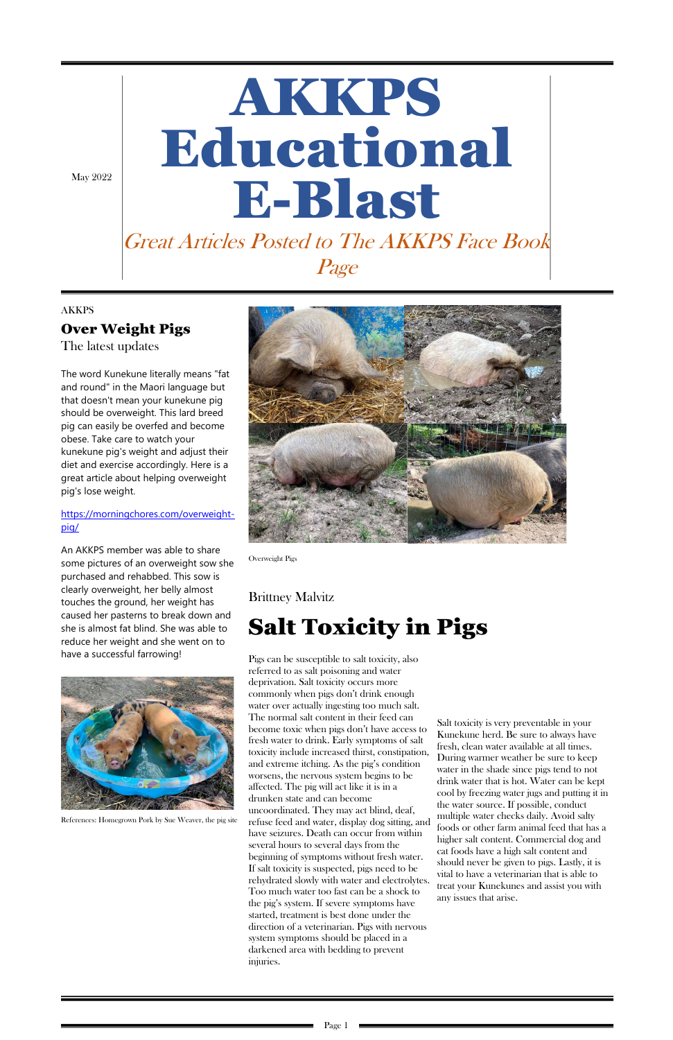May 2022

# AKKPS Educational E-Blast

*Great Articles Posted to The AKKPS Face Book Page*

AKKPS

## Over Weight Pigs

The latest updates

The word Kunekune literally means "fat and round" in the Maori language but that doesn't mean your kunekune pig should be overweight. This lard breed pig can easily be overfed and become obese. Take care to watch your kunekune pig's weight and adjust their diet and exercise accordingly. Here is a great article about helping overweight pig's lose weight.

https://morningchores.com/overweight-pig/

An AKKPS member was able to share some pictures of an overweight sow she purchased and rehabbed. This sow is clearly overweight, her belly almost touches the ground, her weight has caused her pasterns to break down and she is almost fat blind. She was able to reduce her weight and she went on to have a successful farrowing!

Overweight Pigs

References: Homegrown Pork by Sue Weaver, the pig site

Brittney Malvitz

## Salt Toxicity in Pigs

Pigs can be susceptible to salt toxicity, also referred to as salt poisoning and water deprivation. Salt toxicity occurs more commonly when pigs don't drink enough water over actually ingesting too much salt. The normal salt content in their feed can become toxic when pigs don't have access to fresh water to drink. Early symptoms of salt toxicity include increased thirst, constipation, and extreme itching. As the pig's condition worsens, the nervous system begins to be affected. The pig will act like it is in a drunken state and can become uncoordinated. They may act blind, deaf, refuse feed and water, display dog sitting, and have seizures. Death can occur from within several hours to several days from the beginning of symptoms without fresh water. If salt toxicity is suspected, pigs need to be rehydrated slowly with water and electrolytes. Too much water too fast can be a shock to the pig's system. If severe symptoms have started, treatment is best done under the direction of a veterinarian. Pigs with nervous system symptoms should be placed in a darkened area with bedding to prevent injuries.

Salt toxicity is very preventable in your Kunekune herd. Be sure to always have fresh, clean water available at all times. During warmer weather be sure to keep water in the shade since pigs tend to not drink water that is hot. Water can be kept cool by freezing water jugs and putting it in the water source. If possible, conduct multiple water checks daily. Avoid salty foods or other farm animal feed that has a higher salt content. Commercial dog and cat foods have a high salt content and should never be given to pigs. Lastly, it is vital to have a veterinarian that is able to treat your Kunekunes and assist you with any issues that arise.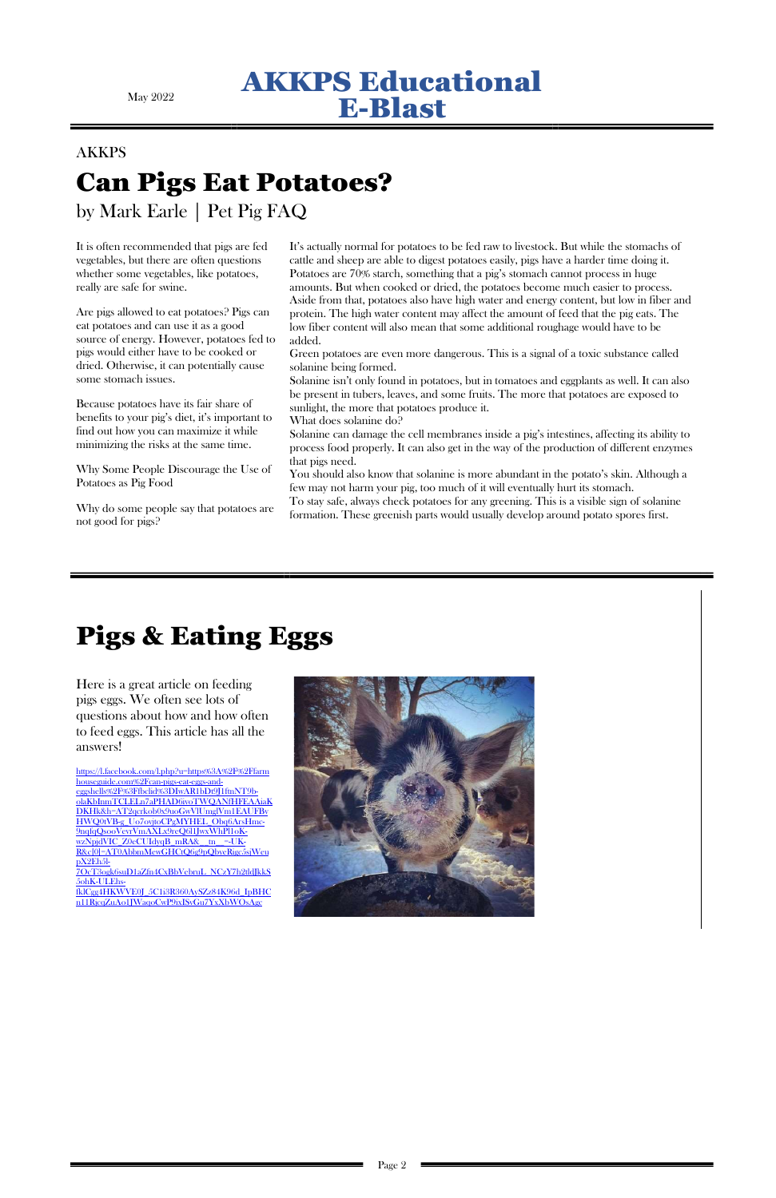May 2022

# AKKPS Educational E-Blast

AKKPS

## Can Pigs Eat Potatoes?

by Mark Earle | Pet Pig FAQ

It is often recommended that pigs are fed vegetables, but there are often questions whether some vegetables, like potatoes, really are safe for swine.

Are pigs allowed to eat potatoes? Pigs can eat potatoes and can use it as a good source of energy. However, potatoes fed to pigs would either have to be cooked or dried. Otherwise, it can potentially cause some stomach issues.

Because potatoes have its fair share of benefits to your pig's diet, it's important to find out how you can maximize it while minimizing the risks at the same time.

Why Some People Discourage the Use of Potatoes as Pig Food

Why do some people say that potatoes are not good for pigs?

It's actually normal for potatoes to be fed raw to livestock. But while the stomachs of cattle and sheep are able to digest potatoes easily, pigs have a harder time doing it. Potatoes are 70% starch, something that a pig's stomach cannot process in huge amounts. But when cooked or dried, the potatoes become much easier to process. Aside from that, potatoes also have high water and energy content, but low in fiber and protein. The high water content may affect the amount of feed that the pig eats. The low fiber content will also mean that some additional roughage would have to be added.

Green potatoes are even more dangerous. This is a signal of a toxic substance called solanine being formed.

Solanine isn't only found in potatoes, but in tomatoes and eggplants as well. It can also be present in tubers, leaves, and some fruits. The more that potatoes are exposed to sunlight, the more that potatoes produce it.

What does solanine do?

Solanine can damage the cell membranes inside a pig's intestines, affecting its ability to process food properly. It can also get in the way of the production of different enzymes that pigs need.

You should also know that solanine is more abundant in the potato's skin. Although a few may not harm your pig, too much of it will eventually hurt its stomach.

To stay safe, always check potatoes for any greening. This is a visible sign of solanine formation. These greenish parts would usually develop around potato spores first.

## Pigs & Eating Eggs

Here is a great article on feeding pigs eggs. We often see lots of questions about how and how often to feed eggs. This article has all the answers!

https://l.facebook.com/l.php?u=https%3A%2F%2Ffarmhouseguide.com%2Fcan-pigs-eat-eggs-and-eggshells%2F%3Ffbclid%3DIwAR1bDt9J1ftmNT9b-olaKbInmTCLELn7aPHAD6ivoTWQANfHFEAAiaKDKHk&h=AT2gcrkob0x9uoGwVlUmglVm1EAUFByHWQ0tVB-g_Uo7ovjtoCPgMYHEL_Obq6ArsHmc-9nqlqQsooVevrVmAXLx9reQ6l1JwxWhPl1oK-wzNpjdVIC_Z0cCUIdyqB_mRA&__tn__=-UK-R&c[0]=AT0AbbmMewGHCtQ6g9pQbveRigc5sjWeupX2Eh5l-7OcT3ogk6suD1aZfn4CxBbVebruL_NCzY7h2tldJkkS5oliK-ULEhs-lklCgg4HKWVE0J_5C1i3R360AySZz84K96d_IpBHCn11RjcqZuAo1JWaqoCwP9xISvGu7YxXbWOsAgc